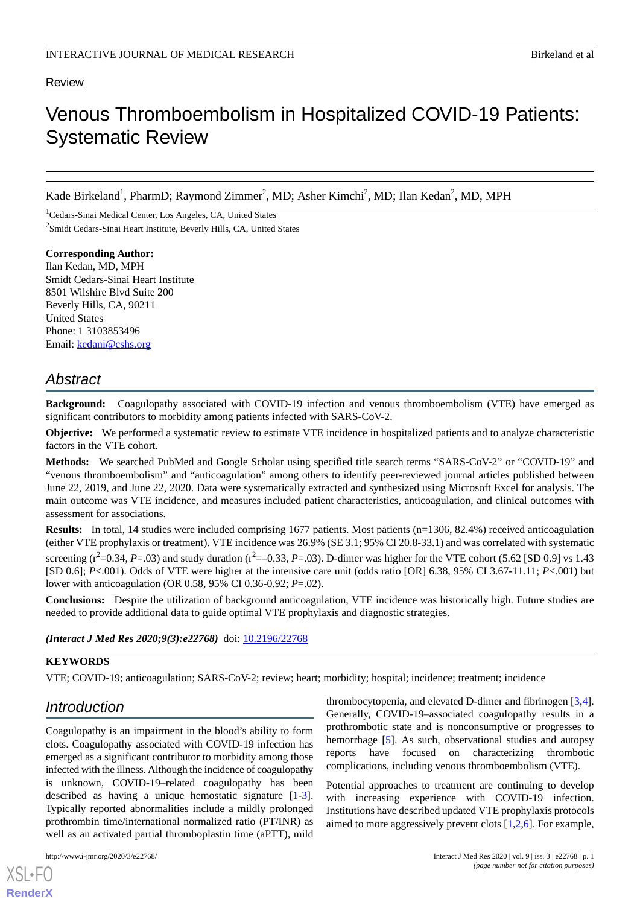Review

# Venous Thromboembolism in Hospitalized COVID-19 Patients: Systematic Review

Kade Birkeland[1], PharmD; Raymond Zimmer[2], MD; Asher Kimchi[2], MD; Ilan Kedan[2], MD, MPH

[1]Cedars-Sinai Medical Center, Los Angeles, CA, United States

[2]Smidt Cedars-Sinai Heart Institute, Beverly Hills, CA, United States

**Corresponding Author:**
Ilan Kedan, MD, MPH
Smidt Cedars-Sinai Heart Institute
8501 Wilshire Blvd Suite 200
Beverly Hills, CA, 90211
United States
Phone: 1 3103853496
Email: kedani@cshs.org

## Abstract

**Background:** Coagulopathy associated with COVID-19 infection and venous thromboembolism (VTE) have emerged as significant contributors to morbidity among patients infected with SARS-CoV-2.

**Objective:** We performed a systematic review to estimate VTE incidence in hospitalized patients and to analyze characteristic factors in the VTE cohort.

**Methods:** We searched PubMed and Google Scholar using specified title search terms "SARS-CoV-2" or "COVID-19" and "venous thromboembolism" and "anticoagulation" among others to identify peer-reviewed journal articles published between June 22, 2019, and June 22, 2020. Data were systematically extracted and synthesized using Microsoft Excel for analysis. The main outcome was VTE incidence, and measures included patient characteristics, anticoagulation, and clinical outcomes with assessment for associations.

**Results:** In total, 14 studies were included comprising 1677 patients. Most patients (n=1306, 82.4%) received anticoagulation (either VTE prophylaxis or treatment). VTE incidence was 26.9% (SE 3.1; 95% CI 20.8-33.1) and was correlated with systematic screening ($r^2$=0.34, *P*=.03) and study duration ($r^2$=–0.33, *P*=.03). D-dimer was higher for the VTE cohort (5.62 [SD 0.9] vs 1.43 [SD 0.6]; *P*<.001). Odds of VTE were higher at the intensive care unit (odds ratio [OR] 6.38, 95% CI 3.67-11.11; *P*<.001) but lower with anticoagulation (OR 0.58, 95% CI 0.36-0.92; *P*=.02).

**Conclusions:** Despite the utilization of background anticoagulation, VTE incidence was historically high. Future studies are needed to provide additional data to guide optimal VTE prophylaxis and diagnostic strategies.

***(Interact J Med Res 2020;9(3):e22768)*** doi: 10.2196/22768

**KEYWORDS**

VTE; COVID-19; anticoagulation; SARS-CoV-2; review; heart; morbidity; hospital; incidence; treatment; incidence

## Introduction

Coagulopathy is an impairment in the blood's ability to form clots. Coagulopathy associated with COVID-19 infection has emerged as a significant contributor to morbidity among those infected with the illness. Although the incidence of coagulopathy is unknown, COVID-19–related coagulopathy has been described as having a unique hemostatic signature [1-3]. Typically reported abnormalities include a mildly prolonged prothrombin time/international normalized ratio (PT/INR) as well as an activated partial thromboplastin time (aPTT), mild thrombocytopenia, and elevated D-dimer and fibrinogen [3,4]. Generally, COVID-19–associated coagulopathy results in a prothrombotic state and is nonconsumptive or progresses to hemorrhage [5]. As such, observational studies and autopsy reports have focused on characterizing thrombotic complications, including venous thromboembolism (VTE).

Potential approaches to treatment are continuing to develop with increasing experience with COVID-19 infection. Institutions have described updated VTE prophylaxis protocols aimed to more aggressively prevent clots [1,2,6]. For example,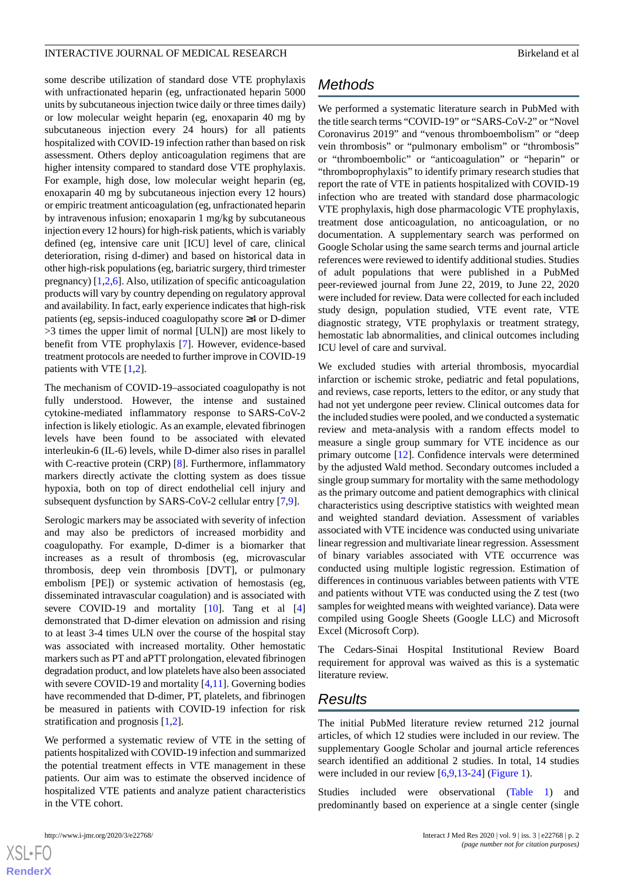some describe utilization of standard dose VTE prophylaxis with unfractionated heparin (eg, unfractionated heparin 5000 units by subcutaneous injection twice daily or three times daily) or low molecular weight heparin (eg, enoxaparin 40 mg by subcutaneous injection every 24 hours) for all patients hospitalized with COVID-19 infection rather than based on risk assessment. Others deploy anticoagulation regimens that are higher intensity compared to standard dose VTE prophylaxis. For example, high dose, low molecular weight heparin (eg, enoxaparin 40 mg by subcutaneous injection every 12 hours) or empiric treatment anticoagulation (eg, unfractionated heparin by intravenous infusion; enoxaparin 1 mg/kg by subcutaneous injection every 12 hours) for high-risk patients, which is variably defined (eg, intensive care unit [ICU] level of care, clinical deterioration, rising d-dimer) and based on historical data in other high-risk populations (eg, bariatric surgery, third trimester pregnancy) [1,2,6]. Also, utilization of specific anticoagulation products will vary by country depending on regulatory approval and availability. In fact, early experience indicates that high-risk patients (eg, sepsis-induced coagulopathy score ≥4 or D-dimer >3 times the upper limit of normal [ULN]) are most likely to benefit from VTE prophylaxis [7]. However, evidence-based treatment protocols are needed to further improve in COVID-19 patients with VTE [1,2].

The mechanism of COVID-19–associated coagulopathy is not fully understood. However, the intense and sustained cytokine-mediated inflammatory response to SARS-CoV-2 infection is likely etiologic. As an example, elevated fibrinogen levels have been found to be associated with elevated interleukin-6 (IL-6) levels, while D-dimer also rises in parallel with C-reactive protein (CRP) [8]. Furthermore, inflammatory markers directly activate the clotting system as does tissue hypoxia, both on top of direct endothelial cell injury and subsequent dysfunction by SARS-CoV-2 cellular entry [7,9].

Serologic markers may be associated with severity of infection and may also be predictors of increased morbidity and coagulopathy. For example, D-dimer is a biomarker that increases as a result of thrombosis (eg, microvascular thrombosis, deep vein thrombosis [DVT], or pulmonary embolism [PE]) or systemic activation of hemostasis (eg, disseminated intravascular coagulation) and is associated with severe COVID-19 and mortality [10]. Tang et al [4] demonstrated that D-dimer elevation on admission and rising to at least 3-4 times ULN over the course of the hospital stay was associated with increased mortality. Other hemostatic markers such as PT and aPTT prolongation, elevated fibrinogen degradation product, and low platelets have also been associated with severe COVID-19 and mortality [4,11]. Governing bodies have recommended that D-dimer, PT, platelets, and fibrinogen be measured in patients with COVID-19 infection for risk stratification and prognosis [1,2].

We performed a systematic review of VTE in the setting of patients hospitalized with COVID-19 infection and summarized the potential treatment effects in VTE management in these patients. Our aim was to estimate the observed incidence of hospitalized VTE patients and analyze patient characteristics in the VTE cohort.

## Methods

We performed a systematic literature search in PubMed with the title search terms "COVID-19" or "SARS-CoV-2" or "Novel Coronavirus 2019" and "venous thromboembolism" or "deep vein thrombosis" or "pulmonary embolism" or "thrombosis" or "thromboembolic" or "anticoagulation" or "heparin" or "thromboprophylaxis" to identify primary research studies that report the rate of VTE in patients hospitalized with COVID-19 infection who are treated with standard dose pharmacologic VTE prophylaxis, high dose pharmacologic VTE prophylaxis, treatment dose anticoagulation, no anticoagulation, or no documentation. A supplementary search was performed on Google Scholar using the same search terms and journal article references were reviewed to identify additional studies. Studies of adult populations that were published in a PubMed peer-reviewed journal from June 22, 2019, to June 22, 2020 were included for review. Data were collected for each included study design, population studied, VTE event rate, VTE diagnostic strategy, VTE prophylaxis or treatment strategy, hemostatic lab abnormalities, and clinical outcomes including ICU level of care and survival.

We excluded studies with arterial thrombosis, myocardial infarction or ischemic stroke, pediatric and fetal populations, and reviews, case reports, letters to the editor, or any study that had not yet undergone peer review. Clinical outcomes data for the included studies were pooled, and we conducted a systematic review and meta-analysis with a random effects model to measure a single group summary for VTE incidence as our primary outcome [12]. Confidence intervals were determined by the adjusted Wald method. Secondary outcomes included a single group summary for mortality with the same methodology as the primary outcome and patient demographics with clinical characteristics using descriptive statistics with weighted mean and weighted standard deviation. Assessment of variables associated with VTE incidence was conducted using univariate linear regression and multivariate linear regression. Assessment of binary variables associated with VTE occurrence was conducted using multiple logistic regression. Estimation of differences in continuous variables between patients with VTE and patients without VTE was conducted using the Z test (two samples for weighted means with weighted variance). Data were compiled using Google Sheets (Google LLC) and Microsoft Excel (Microsoft Corp).

The Cedars-Sinai Hospital Institutional Review Board requirement for approval was waived as this is a systematic literature review.

## Results

The initial PubMed literature review returned 212 journal articles, of which 12 studies were included in our review. The supplementary Google Scholar and journal article references search identified an additional 2 studies. In total, 14 studies were included in our review [6,9,13-24] (Figure 1).

Studies included were observational (Table 1) and predominantly based on experience at a single center (single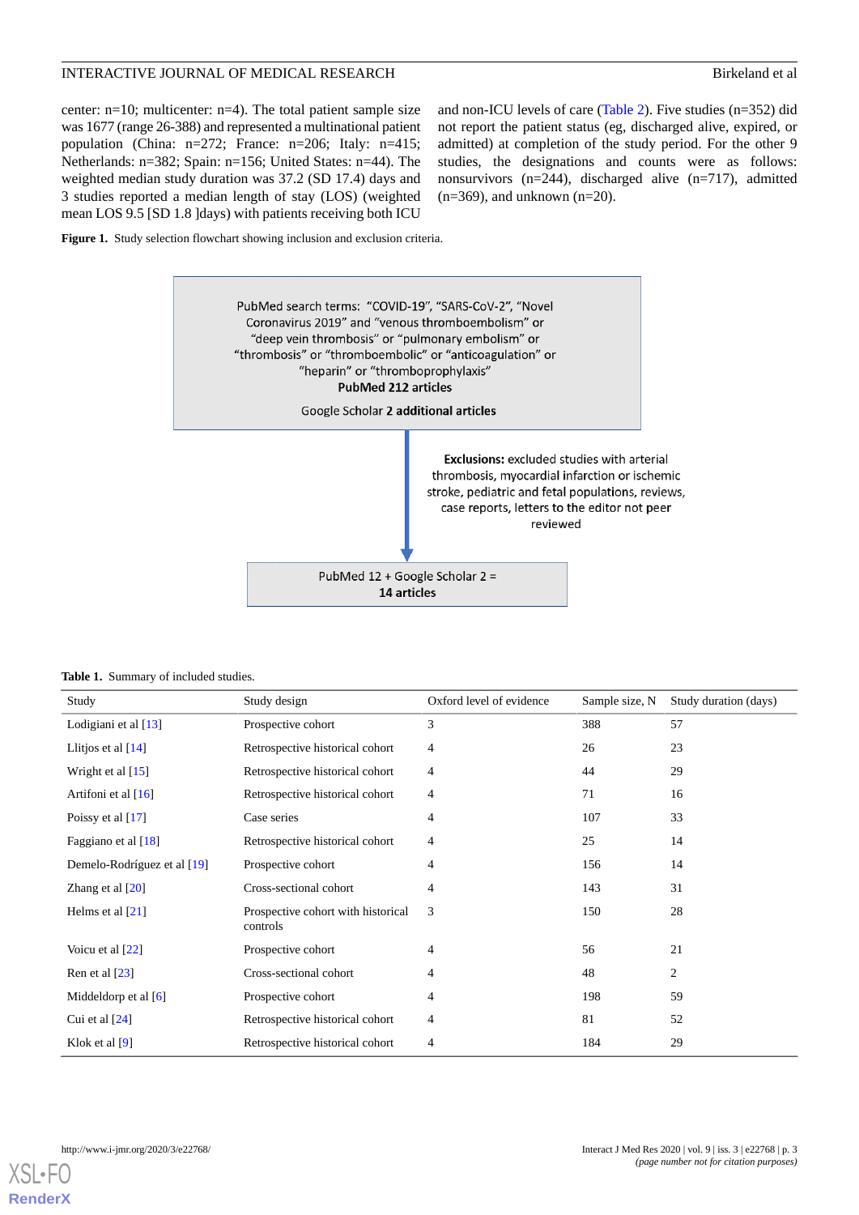center: n=10; multicenter: n=4). The total patient sample size was 1677 (range 26-388) and represented a multinational patient population (China: n=272; France: n=206; Italy: n=415; Netherlands: n=382; Spain: n=156; United States: n=44). The weighted median study duration was 37.2 (SD 17.4) days and 3 studies reported a median length of stay (LOS) (weighted mean LOS 9.5 [SD 1.8 ]days) with patients receiving both ICU and non-ICU levels of care (Table 2). Five studies (n=352) did not report the patient status (eg, discharged alive, expired, or admitted) at completion of the study period. For the other 9 studies, the designations and counts were as follows: nonsurvivors (n=244), discharged alive (n=717), admitted (n=369), and unknown (n=20).

**Figure 1.** Study selection flowchart showing inclusion and exclusion criteria.

PubMed search terms: "COVID-19", "SARS-CoV-2", "Novel Coronavirus 2019" and "venous thromboembolism" or "deep vein thrombosis" or "pulmonary embolism" or "thrombosis" or "thromboembolic" or "anticoagulation" or "heparin" or "thromboprophylaxis"
**PubMed 212 articles**

Google Scholar **2 additional articles**

**Exclusions:** excluded studies with arterial thrombosis, myocardial infarction or ischemic stroke, pediatric and fetal populations, reviews, case reports, letters to the editor not peer reviewed

PubMed 12 + Google Scholar 2 =
**14 articles**

**Table 1.** Summary of included studies.

| Study | Study design | Oxford level of evidence | Sample size, N | Study duration (days) |
|---|---|---|---|---|
| Lodigiani et al [13] | Prospective cohort | 3 | 388 | 57 |
| Llitjos et al [14] | Retrospective historical cohort | 4 | 26 | 23 |
| Wright et al [15] | Retrospective historical cohort | 4 | 44 | 29 |
| Artifoni et al [16] | Retrospective historical cohort | 4 | 71 | 16 |
| Poissy et al [17] | Case series | 4 | 107 | 33 |
| Faggiano et al [18] | Retrospective historical cohort | 4 | 25 | 14 |
| Demelo-Rodríguez et al [19] | Prospective cohort | 4 | 156 | 14 |
| Zhang et al [20] | Cross-sectional cohort | 4 | 143 | 31 |
| Helms et al [21] | Prospective cohort with historical controls | 3 | 150 | 28 |
| Voicu et al [22] | Prospective cohort | 4 | 56 | 21 |
| Ren et al [23] | Cross-sectional cohort | 4 | 48 | 2 |
| Middeldorp et al [6] | Prospective cohort | 4 | 198 | 59 |
| Cui et al [24] | Retrospective historical cohort | 4 | 81 | 52 |
| Klok et al [9] | Retrospective historical cohort | 4 | 184 | 29 |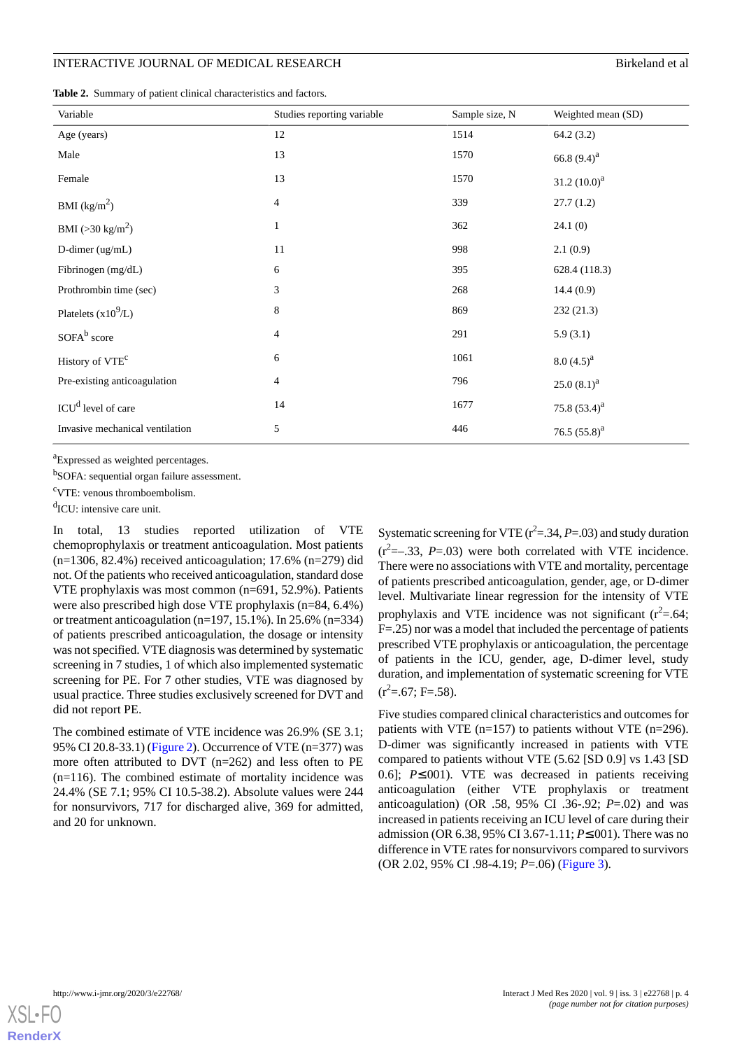**Table 2.** Summary of patient clinical characteristics and factors.

| Variable | Studies reporting variable | Sample size, N | Weighted mean (SD) |
|---|---|---|---|
| Age (years) | 12 | 1514 | 64.2 (3.2) |
| Male | 13 | 1570 | 66.8 (9.4)[a] |
| Female | 13 | 1570 | 31.2 (10.0)[a] |
| BMI (kg/m$^2$) | 4 | 339 | 27.7 (1.2) |
| BMI (>30 kg/m$^2$) | 1 | 362 | 24.1 (0) |
| D-dimer (ug/mL) | 11 | 998 | 2.1 (0.9) |
| Fibrinogen (mg/dL) | 6 | 395 | 628.4 (118.3) |
| Prothrombin time (sec) | 3 | 268 | 14.4 (0.9) |
| Platelets (x10$^9$/L) | 8 | 869 | 232 (21.3) |
| SOFA[b] score | 4 | 291 | 5.9 (3.1) |
| History of VTE[c] | 6 | 1061 | 8.0 (4.5)[a] |
| Pre-existing anticoagulation | 4 | 796 | 25.0 (8.1)[a] |
| ICU[d] level of care | 14 | 1677 | 75.8 (53.4)[a] |
| Invasive mechanical ventilation | 5 | 446 | 76.5 (55.8)[a] |

[a]Expressed as weighted percentages.

[b]SOFA: sequential organ failure assessment.

[c]VTE: venous thromboembolism.

[d]ICU: intensive care unit.

In total, 13 studies reported utilization of VTE chemoprophylaxis or treatment anticoagulation. Most patients (n=1306, 82.4%) received anticoagulation; 17.6% (n=279) did not. Of the patients who received anticoagulation, standard dose VTE prophylaxis was most common (n=691, 52.9%). Patients were also prescribed high dose VTE prophylaxis (n=84, 6.4%) or treatment anticoagulation (n=197, 15.1%). In 25.6% (n=334) of patients prescribed anticoagulation, the dosage or intensity was not specified. VTE diagnosis was determined by systematic screening in 7 studies, 1 of which also implemented systematic screening for PE. For 7 other studies, VTE was diagnosed by usual practice. Three studies exclusively screened for DVT and did not report PE.

The combined estimate of VTE incidence was 26.9% (SE 3.1; 95% CI 20.8-33.1) (Figure 2). Occurrence of VTE (n=377) was more often attributed to DVT (n=262) and less often to PE (n=116). The combined estimate of mortality incidence was 24.4% (SE 7.1; 95% CI 10.5-38.2). Absolute values were 244 for nonsurvivors, 717 for discharged alive, 369 for admitted, and 20 for unknown.

Systematic screening for VTE ($r^2$=.34, $P$=.03) and study duration ($r^2$=–.33, $P$=.03) were both correlated with VTE incidence. There were no associations with VTE and mortality, percentage of patients prescribed anticoagulation, gender, age, or D-dimer level. Multivariate linear regression for the intensity of VTE prophylaxis and VTE incidence was not significant ($r^2$=.64; F=.25) nor was a model that included the percentage of patients prescribed VTE prophylaxis or anticoagulation, the percentage of patients in the ICU, gender, age, D-dimer level, study duration, and implementation of systematic screening for VTE ($r^2$=.67; F=.58).

Five studies compared clinical characteristics and outcomes for patients with VTE (n=157) to patients without VTE (n=296). D-dimer was significantly increased in patients with VTE compared to patients without VTE (5.62 [SD 0.9] vs 1.43 [SD 0.6]; $P\leq$001). VTE was decreased in patients receiving anticoagulation (either VTE prophylaxis or treatment anticoagulation) (OR .58, 95% CI .36-.92; $P$=.02) and was increased in patients receiving an ICU level of care during their admission (OR 6.38, 95% CI 3.67-1.11; $P\leq$001). There was no difference in VTE rates for nonsurvivors compared to survivors (OR 2.02, 95% CI .98-4.19; $P$=.06) (Figure 3).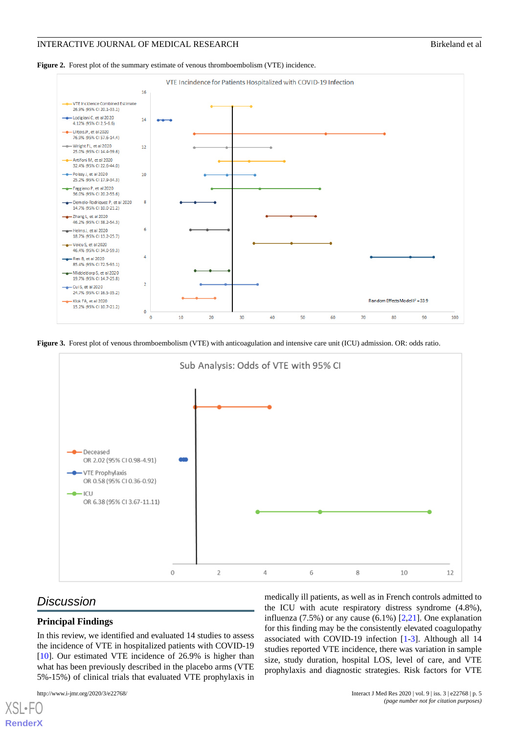**Figure 2.** Forest plot of the summary estimate of venous thromboembolism (VTE) incidence.

**Figure 3.** Forest plot of venous thromboembolism (VTE) with anticoagulation and intensive care unit (ICU) admission. OR: odds ratio.

## Discussion

### Principal Findings

In this review, we identified and evaluated 14 studies to assess the incidence of VTE in hospitalized patients with COVID-19 [10]. Our estimated VTE incidence of 26.9% is higher than what has been previously described in the placebo arms (VTE 5%-15%) of clinical trials that evaluated VTE prophylaxis in medically ill patients, as well as in French controls admitted to the ICU with acute respiratory distress syndrome (4.8%), influenza (7.5%) or any cause (6.1%) [2,21]. One explanation for this finding may be the consistently elevated coagulopathy associated with COVID-19 infection [1-3]. Although all 14 studies reported VTE incidence, there was variation in sample size, study duration, hospital LOS, level of care, and VTE prophylaxis and diagnostic strategies. Risk factors for VTE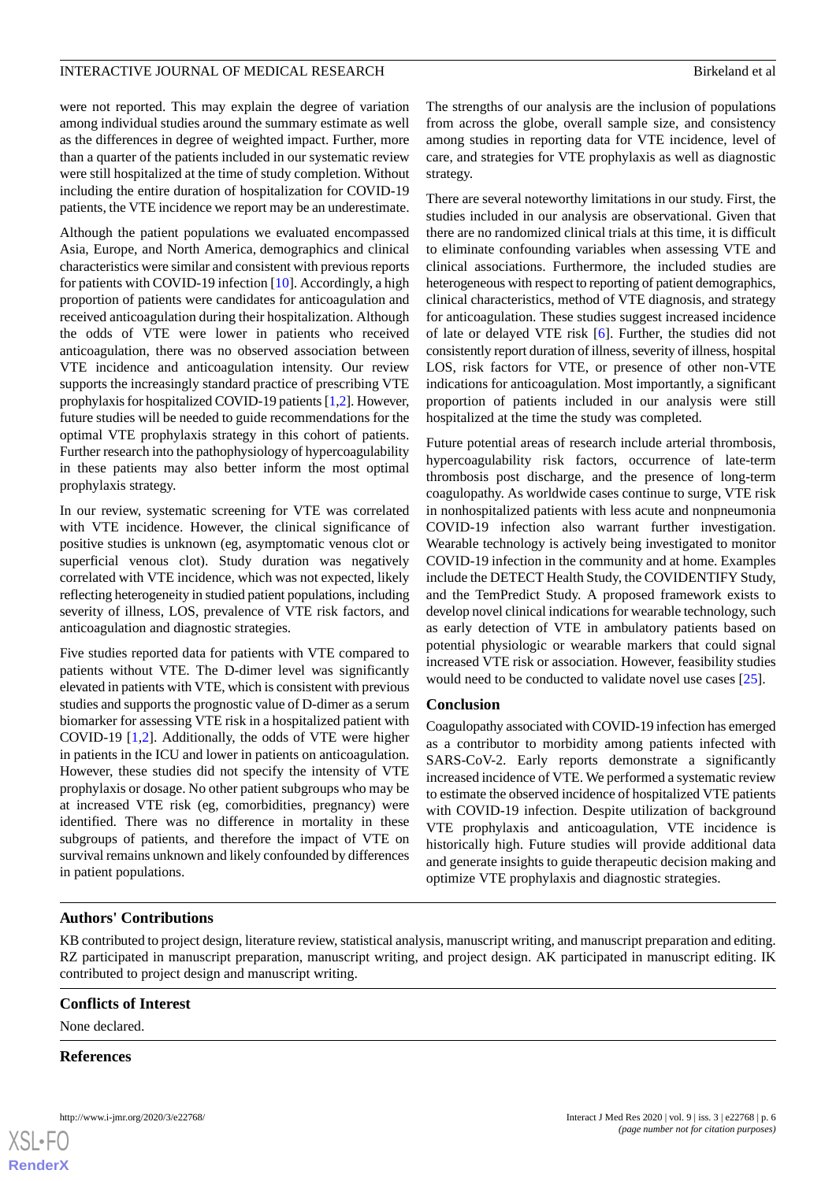were not reported. This may explain the degree of variation among individual studies around the summary estimate as well as the differences in degree of weighted impact. Further, more than a quarter of the patients included in our systematic review were still hospitalized at the time of study completion. Without including the entire duration of hospitalization for COVID-19 patients, the VTE incidence we report may be an underestimate.

Although the patient populations we evaluated encompassed Asia, Europe, and North America, demographics and clinical characteristics were similar and consistent with previous reports for patients with COVID-19 infection [10]. Accordingly, a high proportion of patients were candidates for anticoagulation and received anticoagulation during their hospitalization. Although the odds of VTE were lower in patients who received anticoagulation, there was no observed association between VTE incidence and anticoagulation intensity. Our review supports the increasingly standard practice of prescribing VTE prophylaxis for hospitalized COVID-19 patients [1,2]. However, future studies will be needed to guide recommendations for the optimal VTE prophylaxis strategy in this cohort of patients. Further research into the pathophysiology of hypercoagulability in these patients may also better inform the most optimal prophylaxis strategy.

In our review, systematic screening for VTE was correlated with VTE incidence. However, the clinical significance of positive studies is unknown (eg, asymptomatic venous clot or superficial venous clot). Study duration was negatively correlated with VTE incidence, which was not expected, likely reflecting heterogeneity in studied patient populations, including severity of illness, LOS, prevalence of VTE risk factors, and anticoagulation and diagnostic strategies.

Five studies reported data for patients with VTE compared to patients without VTE. The D-dimer level was significantly elevated in patients with VTE, which is consistent with previous studies and supports the prognostic value of D-dimer as a serum biomarker for assessing VTE risk in a hospitalized patient with COVID-19 [1,2]. Additionally, the odds of VTE were higher in patients in the ICU and lower in patients on anticoagulation. However, these studies did not specify the intensity of VTE prophylaxis or dosage. No other patient subgroups who may be at increased VTE risk (eg, comorbidities, pregnancy) were identified. There was no difference in mortality in these subgroups of patients, and therefore the impact of VTE on survival remains unknown and likely confounded by differences in patient populations.

The strengths of our analysis are the inclusion of populations from across the globe, overall sample size, and consistency among studies in reporting data for VTE incidence, level of care, and strategies for VTE prophylaxis as well as diagnostic strategy.

There are several noteworthy limitations in our study. First, the studies included in our analysis are observational. Given that there are no randomized clinical trials at this time, it is difficult to eliminate confounding variables when assessing VTE and clinical associations. Furthermore, the included studies are heterogeneous with respect to reporting of patient demographics, clinical characteristics, method of VTE diagnosis, and strategy for anticoagulation. These studies suggest increased incidence of late or delayed VTE risk [6]. Further, the studies did not consistently report duration of illness, severity of illness, hospital LOS, risk factors for VTE, or presence of other non-VTE indications for anticoagulation. Most importantly, a significant proportion of patients included in our analysis were still hospitalized at the time the study was completed.

Future potential areas of research include arterial thrombosis, hypercoagulability risk factors, occurrence of late-term thrombosis post discharge, and the presence of long-term coagulopathy. As worldwide cases continue to surge, VTE risk in nonhospitalized patients with less acute and nonpneumonia COVID-19 infection also warrant further investigation. Wearable technology is actively being investigated to monitor COVID-19 infection in the community and at home. Examples include the DETECT Health Study, the COVIDENTIFY Study, and the TemPredict Study. A proposed framework exists to develop novel clinical indications for wearable technology, such as early detection of VTE in ambulatory patients based on potential physiologic or wearable markers that could signal increased VTE risk or association. However, feasibility studies would need to be conducted to validate novel use cases [25].

### Conclusion

Coagulopathy associated with COVID-19 infection has emerged as a contributor to morbidity among patients infected with SARS-CoV-2. Early reports demonstrate a significantly increased incidence of VTE. We performed a systematic review to estimate the observed incidence of hospitalized VTE patients with COVID-19 infection. Despite utilization of background VTE prophylaxis and anticoagulation, VTE incidence is historically high. Future studies will provide additional data and generate insights to guide therapeutic decision making and optimize VTE prophylaxis and diagnostic strategies.

## Authors' Contributions

KB contributed to project design, literature review, statistical analysis, manuscript writing, and manuscript preparation and editing. RZ participated in manuscript preparation, manuscript writing, and project design. AK participated in manuscript editing. IK contributed to project design and manuscript writing.

## Conflicts of Interest

None declared.

## References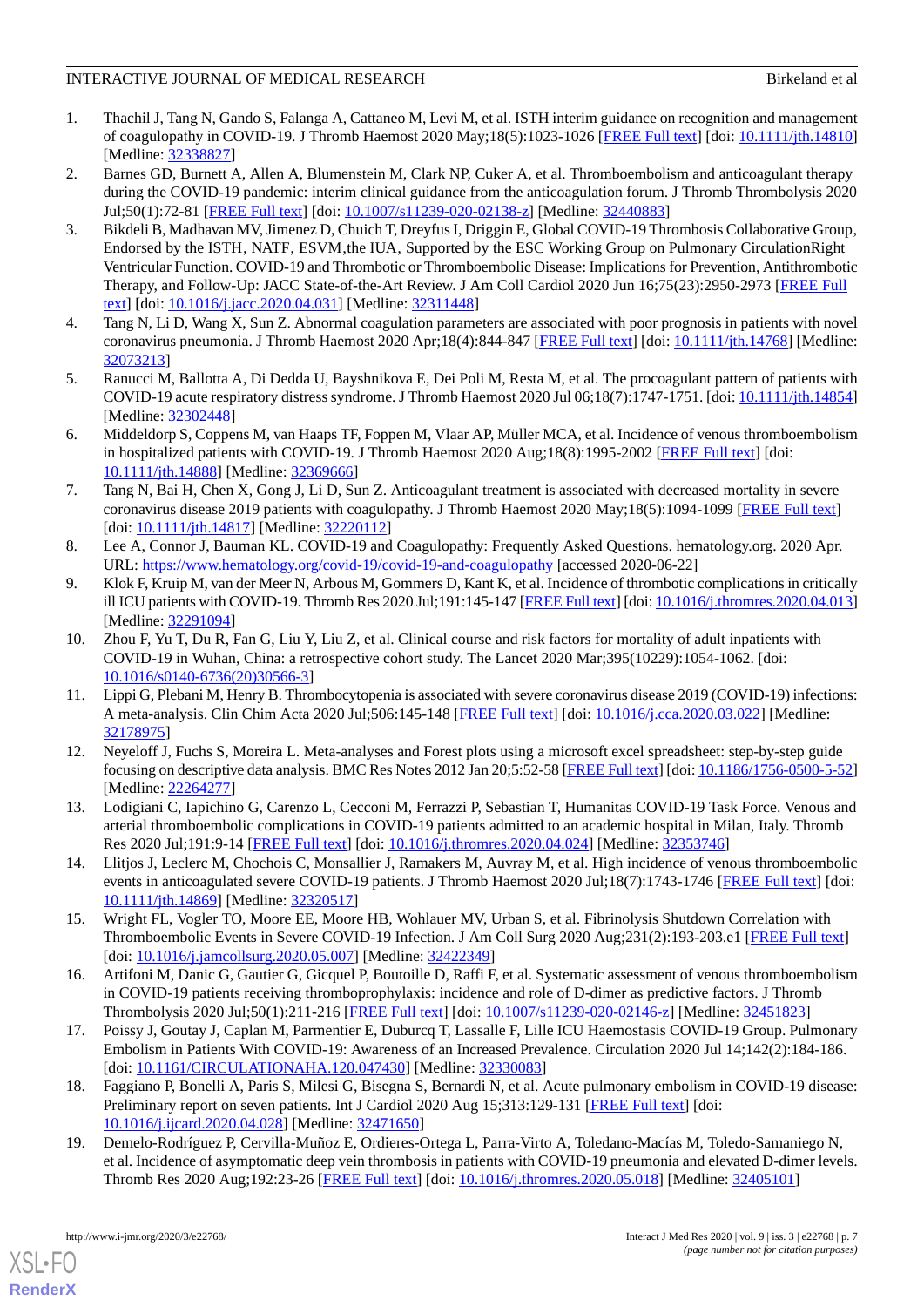1. Thachil J, Tang N, Gando S, Falanga A, Cattaneo M, Levi M, et al. ISTH interim guidance on recognition and management of coagulopathy in COVID-19. J Thromb Haemost 2020 May;18(5):1023-1026 [FREE Full text] [doi: 10.1111/jth.14810] [Medline: 32338827]
2. Barnes GD, Burnett A, Allen A, Blumenstein M, Clark NP, Cuker A, et al. Thromboembolism and anticoagulant therapy during the COVID-19 pandemic: interim clinical guidance from the anticoagulation forum. J Thromb Thrombolysis 2020 Jul;50(1):72-81 [FREE Full text] [doi: 10.1007/s11239-020-02138-z] [Medline: 32440883]
3. Bikdeli B, Madhavan MV, Jimenez D, Chuich T, Dreyfus I, Driggin E, Global COVID-19 Thrombosis Collaborative Group, Endorsed by the ISTH, NATF, ESVM,the IUA, Supported by the ESC Working Group on Pulmonary CirculationRight Ventricular Function. COVID-19 and Thrombotic or Thromboembolic Disease: Implications for Prevention, Antithrombotic Therapy, and Follow-Up: JACC State-of-the-Art Review. J Am Coll Cardiol 2020 Jun 16;75(23):2950-2973 [FREE Full text] [doi: 10.1016/j.jacc.2020.04.031] [Medline: 32311448]
4. Tang N, Li D, Wang X, Sun Z. Abnormal coagulation parameters are associated with poor prognosis in patients with novel coronavirus pneumonia. J Thromb Haemost 2020 Apr;18(4):844-847 [FREE Full text] [doi: 10.1111/jth.14768] [Medline: 32073213]
5. Ranucci M, Ballotta A, Di Dedda U, Bayshnikova E, Dei Poli M, Resta M, et al. The procoagulant pattern of patients with COVID-19 acute respiratory distress syndrome. J Thromb Haemost 2020 Jul 06;18(7):1747-1751. [doi: 10.1111/jth.14854] [Medline: 32302448]
6. Middeldorp S, Coppens M, van Haaps TF, Foppen M, Vlaar AP, Müller MCA, et al. Incidence of venous thromboembolism in hospitalized patients with COVID-19. J Thromb Haemost 2020 Aug;18(8):1995-2002 [FREE Full text] [doi: 10.1111/jth.14888] [Medline: 32369666]
7. Tang N, Bai H, Chen X, Gong J, Li D, Sun Z. Anticoagulant treatment is associated with decreased mortality in severe coronavirus disease 2019 patients with coagulopathy. J Thromb Haemost 2020 May;18(5):1094-1099 [FREE Full text] [doi: 10.1111/jth.14817] [Medline: 32220112]
8. Lee A, Connor J, Bauman KL. COVID-19 and Coagulopathy: Frequently Asked Questions. hematology.org. 2020 Apr. URL: https://www.hematology.org/covid-19/covid-19-and-coagulopathy [accessed 2020-06-22]
9. Klok F, Kruip M, van der Meer N, Arbous M, Gommers D, Kant K, et al. Incidence of thrombotic complications in critically ill ICU patients with COVID-19. Thromb Res 2020 Jul;191:145-147 [FREE Full text] [doi: 10.1016/j.thromres.2020.04.013] [Medline: 32291094]
10. Zhou F, Yu T, Du R, Fan G, Liu Y, Liu Z, et al. Clinical course and risk factors for mortality of adult inpatients with COVID-19 in Wuhan, China: a retrospective cohort study. The Lancet 2020 Mar;395(10229):1054-1062. [doi: 10.1016/s0140-6736(20)30566-3]
11. Lippi G, Plebani M, Henry B. Thrombocytopenia is associated with severe coronavirus disease 2019 (COVID-19) infections: A meta-analysis. Clin Chim Acta 2020 Jul;506:145-148 [FREE Full text] [doi: 10.1016/j.cca.2020.03.022] [Medline: 32178975]
12. Neyeloff J, Fuchs S, Moreira L. Meta-analyses and Forest plots using a microsoft excel spreadsheet: step-by-step guide focusing on descriptive data analysis. BMC Res Notes 2012 Jan 20;5:52-58 [FREE Full text] [doi: 10.1186/1756-0500-5-52] [Medline: 22264277]
13. Lodigiani C, Iapichino G, Carenzo L, Cecconi M, Ferrazzi P, Sebastian T, Humanitas COVID-19 Task Force. Venous and arterial thromboembolic complications in COVID-19 patients admitted to an academic hospital in Milan, Italy. Thromb Res 2020 Jul;191:9-14 [FREE Full text] [doi: 10.1016/j.thromres.2020.04.024] [Medline: 32353746]
14. Llitjos J, Leclerc M, Chochois C, Monsallier J, Ramakers M, Auvray M, et al. High incidence of venous thromboembolic events in anticoagulated severe COVID-19 patients. J Thromb Haemost 2020 Jul;18(7):1743-1746 [FREE Full text] [doi: 10.1111/jth.14869] [Medline: 32320517]
15. Wright FL, Vogler TO, Moore EE, Moore HB, Wohlauer MV, Urban S, et al. Fibrinolysis Shutdown Correlation with Thromboembolic Events in Severe COVID-19 Infection. J Am Coll Surg 2020 Aug;231(2):193-203.e1 [FREE Full text] [doi: 10.1016/j.jamcollsurg.2020.05.007] [Medline: 32422349]
16. Artifoni M, Danic G, Gautier G, Gicquel P, Boutoille D, Raffi F, et al. Systematic assessment of venous thromboembolism in COVID-19 patients receiving thromboprophylaxis: incidence and role of D-dimer as predictive factors. J Thromb Thrombolysis 2020 Jul;50(1):211-216 [FREE Full text] [doi: 10.1007/s11239-020-02146-z] [Medline: 32451823]
17. Poissy J, Goutay J, Caplan M, Parmentier E, Duburcq T, Lassalle F, Lille ICU Haemostasis COVID-19 Group. Pulmonary Embolism in Patients With COVID-19: Awareness of an Increased Prevalence. Circulation 2020 Jul 14;142(2):184-186. [doi: 10.1161/CIRCULATIONAHA.120.047430] [Medline: 32330083]
18. Faggiano P, Bonelli A, Paris S, Milesi G, Bisegna S, Bernardi N, et al. Acute pulmonary embolism in COVID-19 disease: Preliminary report on seven patients. Int J Cardiol 2020 Aug 15;313:129-131 [FREE Full text] [doi: 10.1016/j.ijcard.2020.04.028] [Medline: 32471650]
19. Demelo-Rodríguez P, Cervilla-Muñoz E, Ordieres-Ortega L, Parra-Virto A, Toledano-Macías M, Toledo-Samaniego N, et al. Incidence of asymptomatic deep vein thrombosis in patients with COVID-19 pneumonia and elevated D-dimer levels. Thromb Res 2020 Aug;192:23-26 [FREE Full text] [doi: 10.1016/j.thromres.2020.05.018] [Medline: 32405101]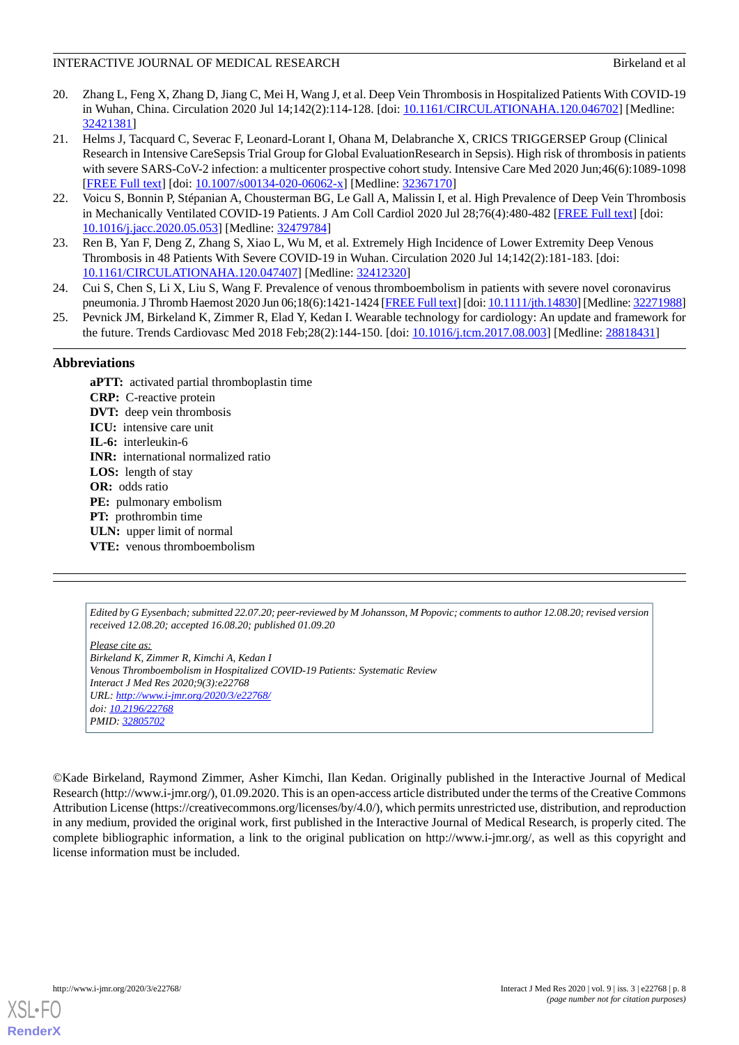20. Zhang L, Feng X, Zhang D, Jiang C, Mei H, Wang J, et al. Deep Vein Thrombosis in Hospitalized Patients With COVID-19 in Wuhan, China. Circulation 2020 Jul 14;142(2):114-128. [doi: 10.1161/CIRCULATIONAHA.120.046702] [Medline: 32421381]
21. Helms J, Tacquard C, Severac F, Leonard-Lorant I, Ohana M, Delabranche X, CRICS TRIGGERSEP Group (Clinical Research in Intensive CareSepsis Trial Group for Global EvaluationResearch in Sepsis). High risk of thrombosis in patients with severe SARS-CoV-2 infection: a multicenter prospective cohort study. Intensive Care Med 2020 Jun;46(6):1089-1098 [FREE Full text] [doi: 10.1007/s00134-020-06062-x] [Medline: 32367170]
22. Voicu S, Bonnin P, Stépanian A, Chousterman BG, Le Gall A, Malissin I, et al. High Prevalence of Deep Vein Thrombosis in Mechanically Ventilated COVID-19 Patients. J Am Coll Cardiol 2020 Jul 28;76(4):480-482 [FREE Full text] [doi: 10.1016/j.jacc.2020.05.053] [Medline: 32479784]
23. Ren B, Yan F, Deng Z, Zhang S, Xiao L, Wu M, et al. Extremely High Incidence of Lower Extremity Deep Venous Thrombosis in 48 Patients With Severe COVID-19 in Wuhan. Circulation 2020 Jul 14;142(2):181-183. [doi: 10.1161/CIRCULATIONAHA.120.047407] [Medline: 32412320]
24. Cui S, Chen S, Li X, Liu S, Wang F. Prevalence of venous thromboembolism in patients with severe novel coronavirus pneumonia. J Thromb Haemost 2020 Jun 06;18(6):1421-1424 [FREE Full text] [doi: 10.1111/jth.14830] [Medline: 32271988]
25. Pevnick JM, Birkeland K, Zimmer R, Elad Y, Kedan I. Wearable technology for cardiology: An update and framework for the future. Trends Cardiovasc Med 2018 Feb;28(2):144-150. [doi: 10.1016/j.tcm.2017.08.003] [Medline: 28818431]

## Abbreviations

**aPTT:** activated partial thromboplastin time
**CRP:** C-reactive protein
**DVT:** deep vein thrombosis
**ICU:** intensive care unit
**IL-6:** interleukin-6
**INR:** international normalized ratio
**LOS:** length of stay
**OR:** odds ratio
**PE:** pulmonary embolism
**PT:** prothrombin time
**ULN:** upper limit of normal
**VTE:** venous thromboembolism

*Edited by G Eysenbach; submitted 22.07.20; peer-reviewed by M Johansson, M Popovic; comments to author 12.08.20; revised version received 12.08.20; accepted 16.08.20; published 01.09.20*

*Please cite as:*
*Birkeland K, Zimmer R, Kimchi A, Kedan I*
*Venous Thromboembolism in Hospitalized COVID-19 Patients: Systematic Review*
*Interact J Med Res 2020;9(3):e22768*
*URL: http://www.i-jmr.org/2020/3/e22768/*
*doi: 10.2196/22768*
*PMID: 32805702*

©Kade Birkeland, Raymond Zimmer, Asher Kimchi, Ilan Kedan. Originally published in the Interactive Journal of Medical Research (http://www.i-jmr.org/), 01.09.2020. This is an open-access article distributed under the terms of the Creative Commons Attribution License (https://creativecommons.org/licenses/by/4.0/), which permits unrestricted use, distribution, and reproduction in any medium, provided the original work, first published in the Interactive Journal of Medical Research, is properly cited. The complete bibliographic information, a link to the original publication on http://www.i-jmr.org/, as well as this copyright and license information must be included.